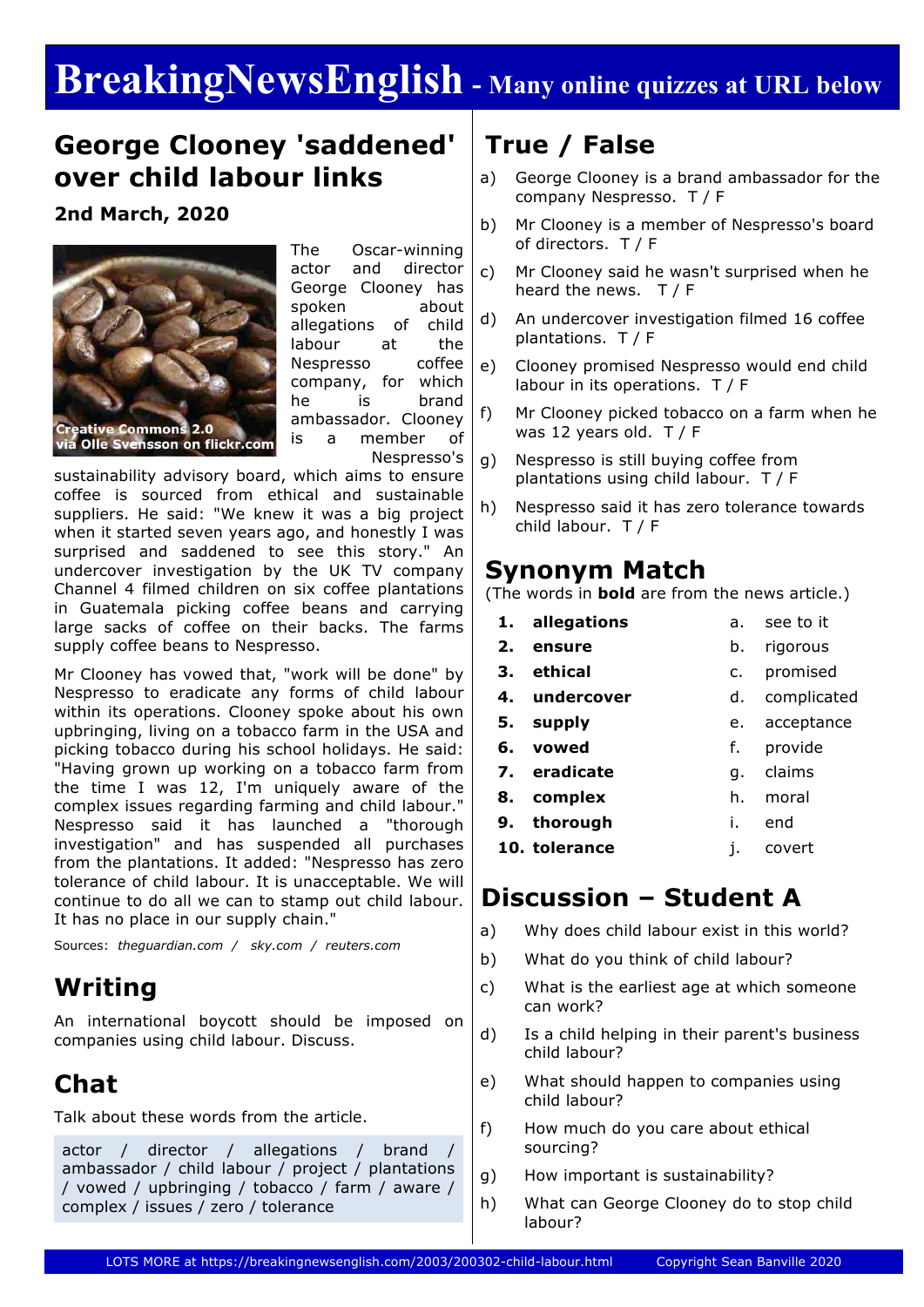# BreakingNewsEnglish - Many online quizzes at URL below

## George Clooney 'saddened' over child labour links

**2nd March, 2020**

Creative Commons 2.0 via Olle Svensson on flickr.com

The Oscar-winning actor and director George Clooney has spoken about allegations of child labour at the Nespresso coffee company, for which he is brand ambassador. Clooney is a member of Nespresso's sustainability advisory board, which aims to ensure coffee is sourced from ethical and sustainable suppliers. He said: "We knew it was a big project when it started seven years ago, and honestly I was surprised and saddened to see this story." An undercover investigation by the UK TV company Channel 4 filmed children on six coffee plantations in Guatemala picking coffee beans and carrying large sacks of coffee on their backs. The farms supply coffee beans to Nespresso.

Mr Clooney has vowed that, "work will be done" by Nespresso to eradicate any forms of child labour within its operations. Clooney spoke about his own upbringing, living on a tobacco farm in the USA and picking tobacco during his school holidays. He said: "Having grown up working on a tobacco farm from the time I was 12, I'm uniquely aware of the complex issues regarding farming and child labour." Nespresso said it has launched a "thorough investigation" and has suspended all purchases from the plantations. It added: "Nespresso has zero tolerance of child labour. It is unacceptable. We will continue to do all we can to stamp out child labour. It has no place in our supply chain."

Sources: *theguardian.com / sky.com / reuters.com*

## Writing

An international boycott should be imposed on companies using child labour. Discuss.

## Chat

Talk about these words from the article.

actor / director / allegations / brand / ambassador / child labour / project / plantations / vowed / upbringing / tobacco / farm / aware / complex / issues / zero / tolerance

## True / False

a) George Clooney is a brand ambassador for the company Nespresso. T / F

b) Mr Clooney is a member of Nespresso's board of directors. T / F

c) Mr Clooney said he wasn't surprised when he heard the news. T / F

d) An undercover investigation filmed 16 coffee plantations. T / F

e) Clooney promised Nespresso would end child labour in its operations. T / F

f) Mr Clooney picked tobacco on a farm when he was 12 years old. T / F

g) Nespresso is still buying coffee from plantations using child labour. T / F

h) Nespresso said it has zero tolerance towards child labour. T / F

## Synonym Match

(The words in **bold** are from the news article.)

| | | | |
|---|---|---|---|
| 1. | **allegations** | a. | see to it |
| 2. | **ensure** | b. | rigorous |
| 3. | **ethical** | c. | promised |
| 4. | **undercover** | d. | complicated |
| 5. | **supply** | e. | acceptance |
| 6. | **vowed** | f. | provide |
| 7. | **eradicate** | g. | claims |
| 8. | **complex** | h. | moral |
| 9. | **thorough** | i. | end |
| 10. | **tolerance** | j. | covert |

## Discussion – Student A

a) Why does child labour exist in this world?

b) What do you think of child labour?

c) What is the earliest age at which someone can work?

d) Is a child helping in their parent's business child labour?

e) What should happen to companies using child labour?

f) How much do you care about ethical sourcing?

g) How important is sustainability?

h) What can George Clooney do to stop child labour?

LOTS MORE at https://breakingnewsenglish.com/2003/200302-child-labour.html Copyright Sean Banville 2020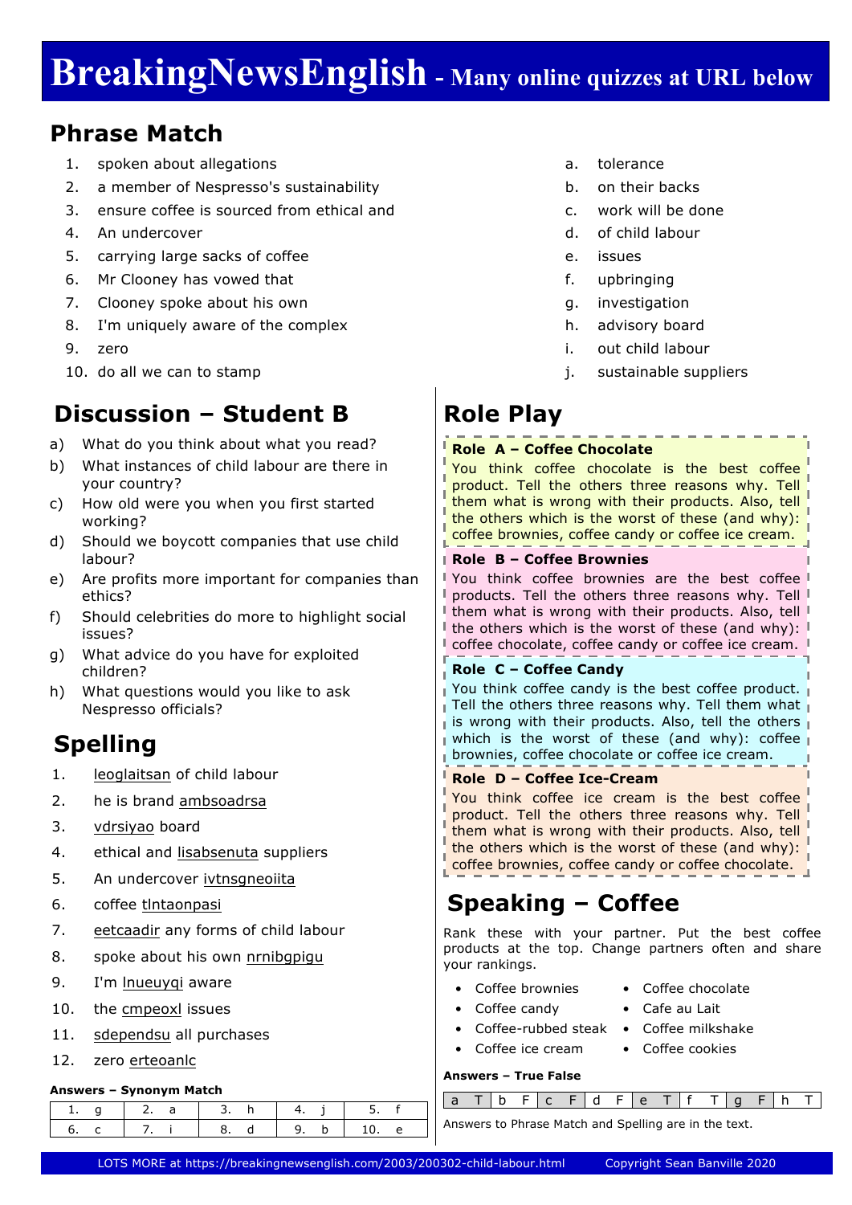# BreakingNewsEnglish - Many online quizzes at URL below

## Phrase Match

1. spoken about allegations
2. a member of Nespresso's sustainability
3. ensure coffee is sourced from ethical and
4. An undercover
5. carrying large sacks of coffee
6. Mr Clooney has vowed that
7. Clooney spoke about his own
8. I'm uniquely aware of the complex
9. zero
10. do all we can to stamp

a. tolerance
b. on their backs
c. work will be done
d. of child labour
e. issues
f. upbringing
g. investigation
h. advisory board
i. out child labour
j. sustainable suppliers

## Discussion – Student B

a) What do you think about what you read?
b) What instances of child labour are there in your country?
c) How old were you when you first started working?
d) Should we boycott companies that use child labour?
e) Are profits more important for companies than ethics?
f) Should celebrities do more to highlight social issues?
g) What advice do you have for exploited children?
h) What questions would you like to ask Nespresso officials?

## Spelling

1. leoglaitsan of child labour
2. he is brand ambsoadrsa
3. vdrsiyao board
4. ethical and lisabsenuta suppliers
5. An undercover ivtnsgneoiita
6. coffee tlntaonpasi
7. eetcaadir any forms of child labour
8. spoke about his own nrnibgpigu
9. I'm lnueuyqi aware
10. the cmpeoxl issues
11. sdependsu all purchases
12. zero erteoanlc

**Answers – Synonym Match**

| | | | | |
|---|---|---|---|---|
| 1. g | 2. a | 3. h | 4. j | 5. f |
| 6. c | 7. i | 8. d | 9. b | 10. e |

## Role Play

**Role A – Coffee Chocolate**
You think coffee chocolate is the best coffee product. Tell the others three reasons why. Tell them what is wrong with their products. Also, tell the others which is the worst of these (and why): coffee brownies, coffee candy or coffee ice cream.

**Role B – Coffee Brownies**
You think coffee brownies are the best coffee products. Tell the others three reasons why. Tell them what is wrong with their products. Also, tell the others which is the worst of these (and why): coffee chocolate, coffee candy or coffee ice cream.

**Role C – Coffee Candy**
You think coffee candy is the best coffee product. Tell the others three reasons why. Tell them what is wrong with their products. Also, tell the others which is the worst of these (and why): coffee brownies, coffee chocolate or coffee ice cream.

**Role D – Coffee Ice-Cream**
You think coffee ice cream is the best coffee product. Tell the others three reasons why. Tell them what is wrong with their products. Also, tell the others which is the worst of these (and why): coffee brownies, coffee candy or coffee chocolate.

## Speaking – Coffee

Rank these with your partner. Put the best coffee products at the top. Change partners often and share your rankings.

- Coffee brownies
- Coffee candy
- Coffee-rubbed steak
- Coffee ice cream
- Coffee chocolate
- Cafe au Lait
- Coffee milkshake
- Coffee cookies

**Answers – True False**

| | | | | | | | | | | | | | | | |
|---|---|---|---|---|---|---|---|---|---|---|---|---|---|---|---|
| a | T | b | F | c | F | d | F | e | T | f | T | g | F | h | T |

Answers to Phrase Match and Spelling are in the text.

LOTS MORE at https://breakingnewsenglish.com/2003/200302-child-labour.html Copyright Sean Banville 2020